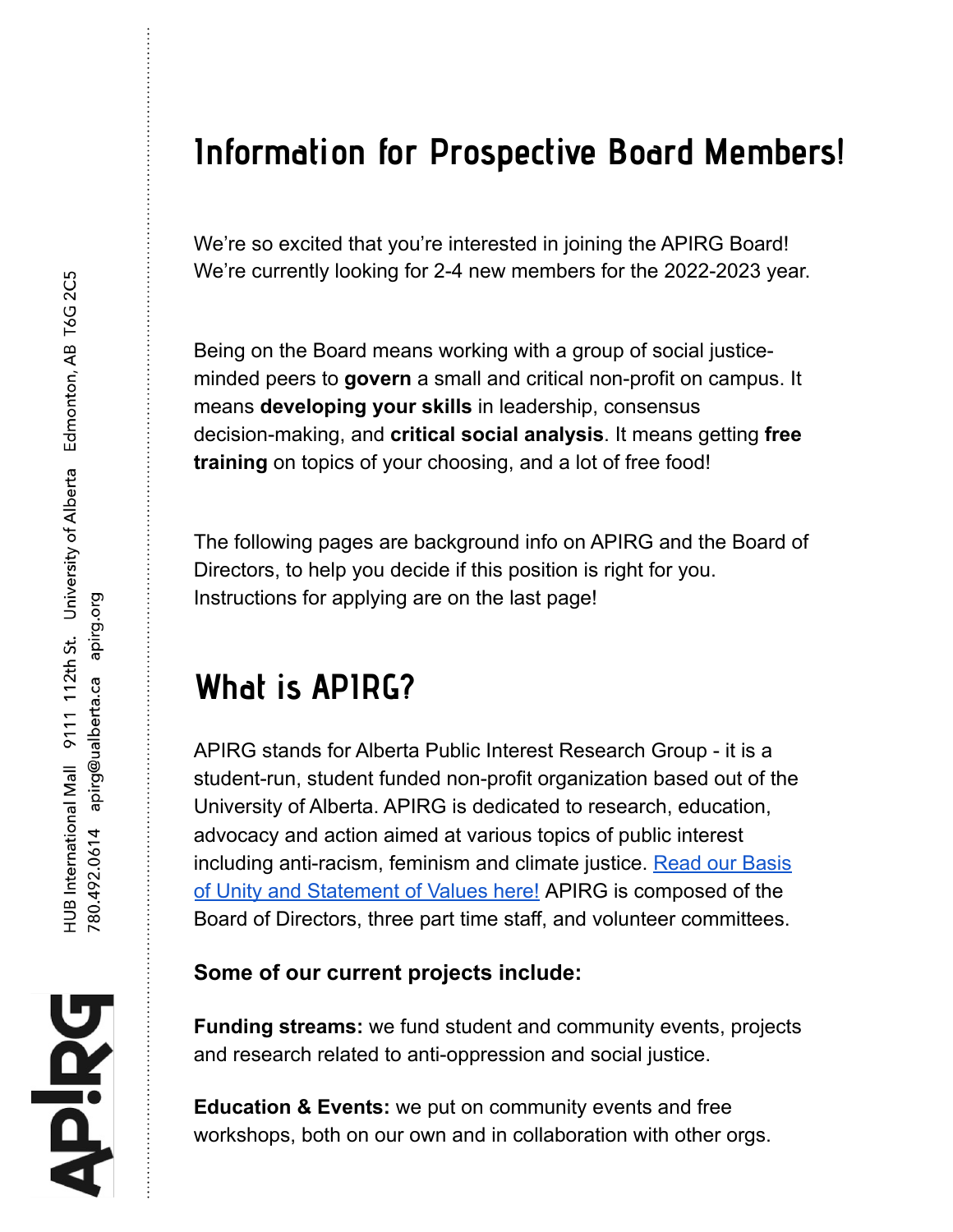# Information for Prospective Board Members!

We're so excited that you're interested in joining the APIRG Board! We're currently looking for 2-4 new members for the 2022-2023 year.

Being on the Board means working with a group of social justice-minded peers to **govern** a small and critical non-profit on campus. It means **developing your skills** in leadership, consensus decision-making, and **critical social analysis**. It means getting **free training** on topics of your choosing, and a lot of free food!

The following pages are background info on APIRG and the Board of Directors, to help you decide if this position is right for you. Instructions for applying are on the last page!

# What is APIRG?

APIRG stands for Alberta Public Interest Research Group - it is a student-run, student funded non-profit organization based out of the University of Alberta. APIRG is dedicated to research, education, advocacy and action aimed at various topics of public interest including anti-racism, feminism and climate justice. [Read our Basis of Unity and Statement of Values here!] APIRG is composed of the Board of Directors, three part time staff, and volunteer committees.

**Some of our current projects include:**

**Funding streams:** we fund student and community events, projects and research related to anti-oppression and social justice.

**Education & Events:** we put on community events and free workshops, both on our own and in collaboration with other orgs.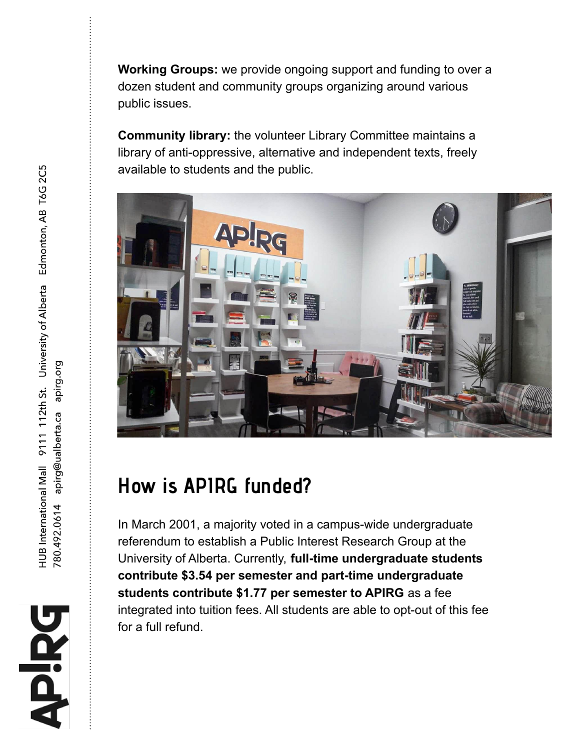**Working Groups:** we provide ongoing support and funding to over a dozen student and community groups organizing around various public issues.

**Community library:** the volunteer Library Committee maintains a library of anti-oppressive, alternative and independent texts, freely available to students and the public.

## How is APIRG funded?

In March 2001, a majority voted in a campus-wide undergraduate referendum to establish a Public Interest Research Group at the University of Alberta. Currently, **full-time undergraduate students contribute $3.54 per semester and part-time undergraduate students contribute $1.77 per semester to APIRG** as a fee integrated into tuition fees. All students are able to opt-out of this fee for a full refund.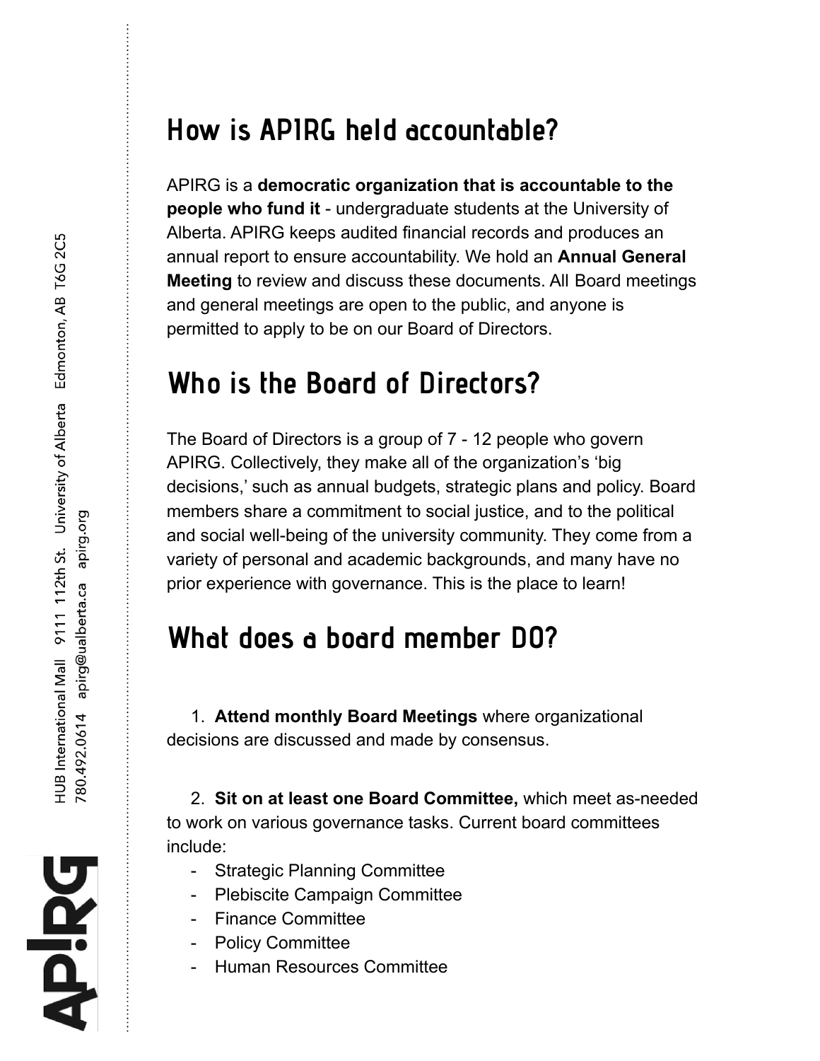## How is APIRG held accountable?

APIRG is a **democratic organization that is accountable to the people who fund it** - undergraduate students at the University of Alberta. APIRG keeps audited financial records and produces an annual report to ensure accountability. We hold an **Annual General Meeting** to review and discuss these documents. All Board meetings and general meetings are open to the public, and anyone is permitted to apply to be on our Board of Directors.

## Who is the Board of Directors?

The Board of Directors is a group of 7 - 12 people who govern APIRG. Collectively, they make all of the organization's 'big decisions,' such as annual budgets, strategic plans and policy. Board members share a commitment to social justice, and to the political and social well-being of the university community. They come from a variety of personal and academic backgrounds, and many have no prior experience with governance. This is the place to learn!

## What does a board member DO?

1. **Attend monthly Board Meetings** where organizational decisions are discussed and made by consensus.

2. **Sit on at least one Board Committee,** which meet as-needed to work on various governance tasks. Current board committees include:
   - Strategic Planning Committee
   - Plebiscite Campaign Committee
   - Finance Committee
   - Policy Committee
   - Human Resources Committee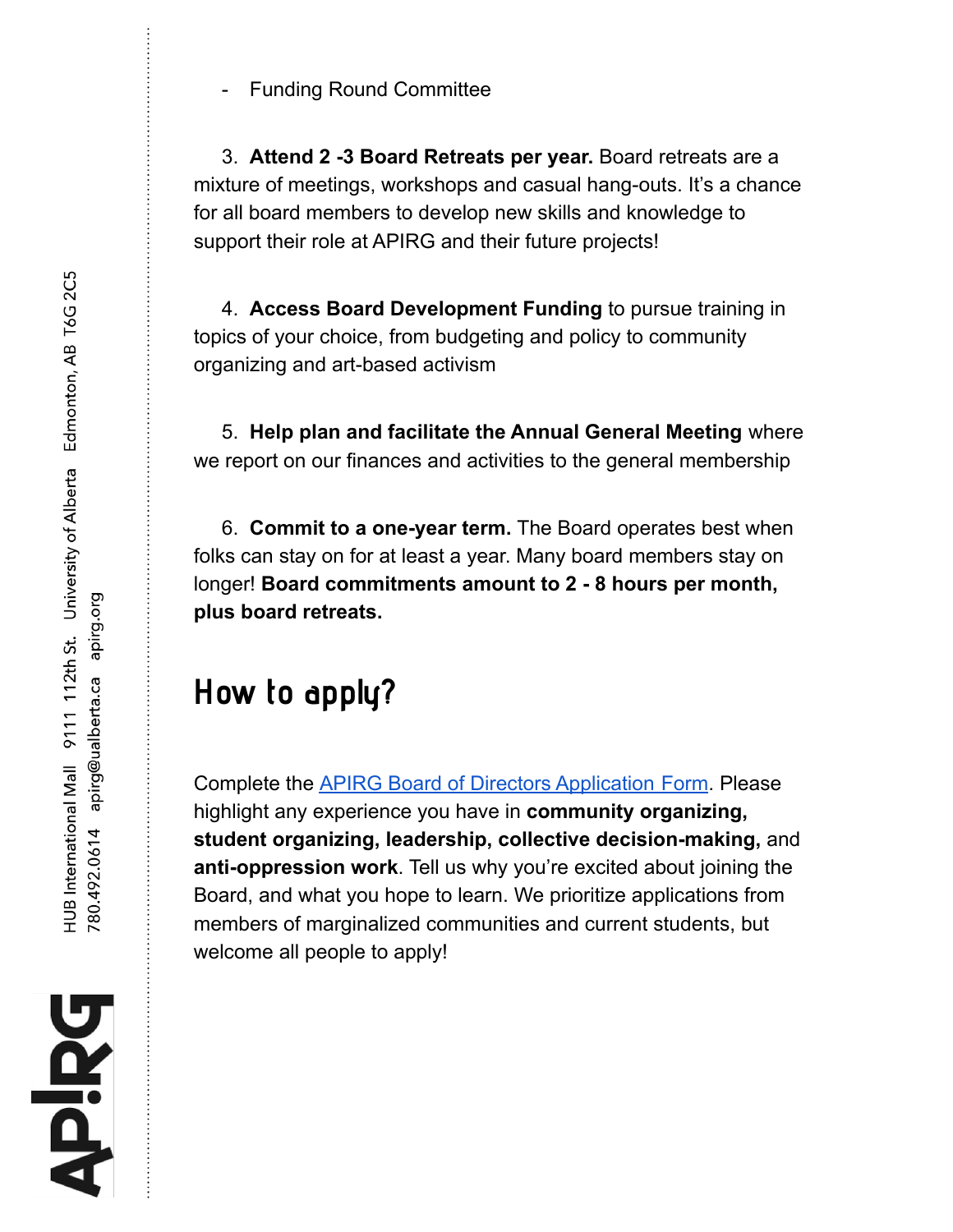- Funding Round Committee

3. **Attend 2 -3 Board Retreats per year.** Board retreats are a mixture of meetings, workshops and casual hang-outs. It's a chance for all board members to develop new skills and knowledge to support their role at APIRG and their future projects!

4. **Access Board Development Funding** to pursue training in topics of your choice, from budgeting and policy to community organizing and art-based activism

5. **Help plan and facilitate the Annual General Meeting** where we report on our finances and activities to the general membership

6. **Commit to a one-year term.** The Board operates best when folks can stay on for at least a year. Many board members stay on longer! **Board commitments amount to 2 - 8 hours per month, plus board retreats.**

## How to apply?

Complete the APIRG Board of Directors Application Form. Please highlight any experience you have in **community organizing, student organizing, leadership, collective decision-making,** and **anti-oppression work**. Tell us why you're excited about joining the Board, and what you hope to learn. We prioritize applications from members of marginalized communities and current students, but welcome all people to apply!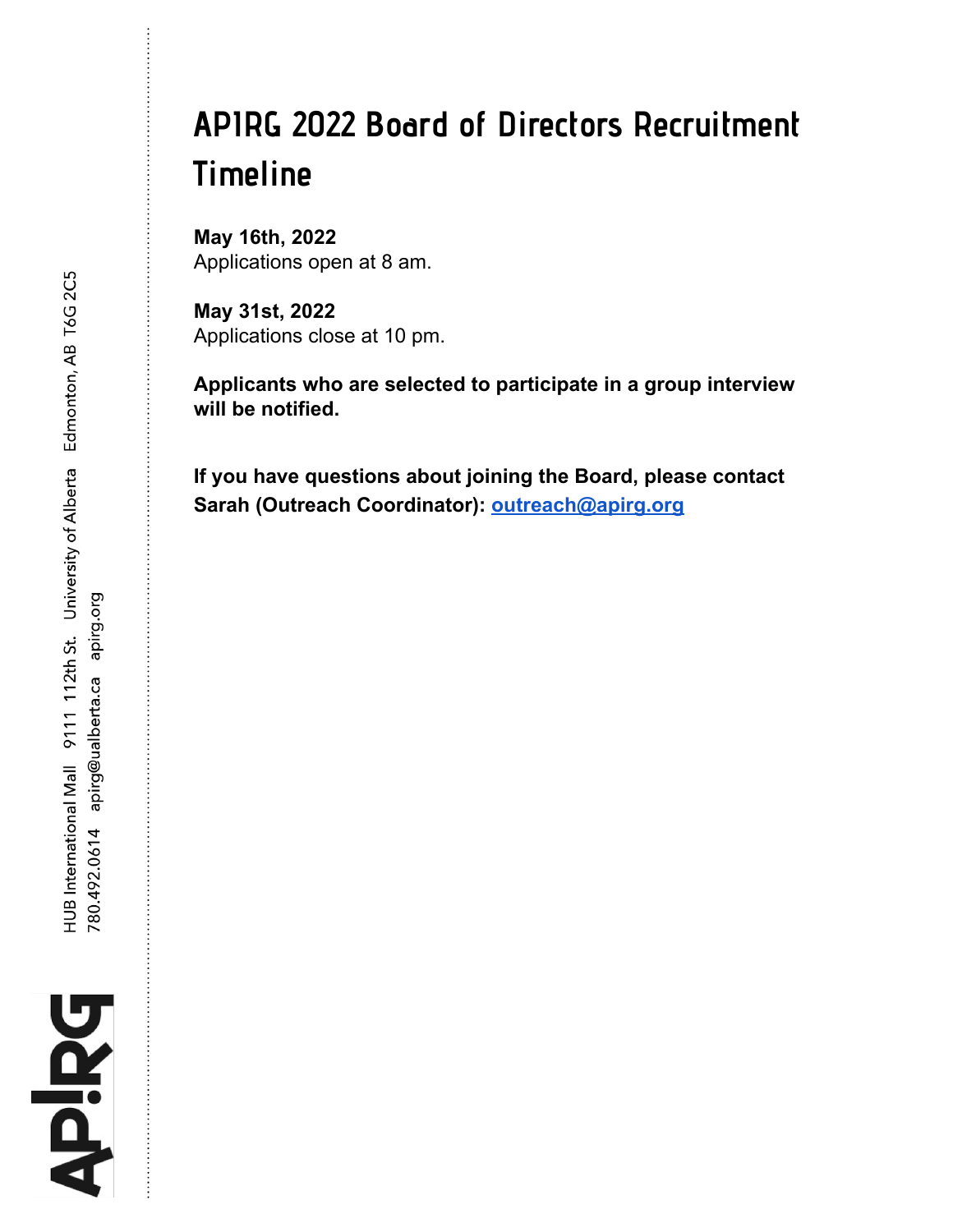# APIRG 2022 Board of Directors Recruitment Timeline

**May 16th, 2022**
Applications open at 8 am.

**May 31st, 2022**
Applications close at 10 pm.

**Applicants who are selected to participate in a group interview will be notified.**

**If you have questions about joining the Board, please contact Sarah (Outreach Coordinator): outreach@apirg.org**